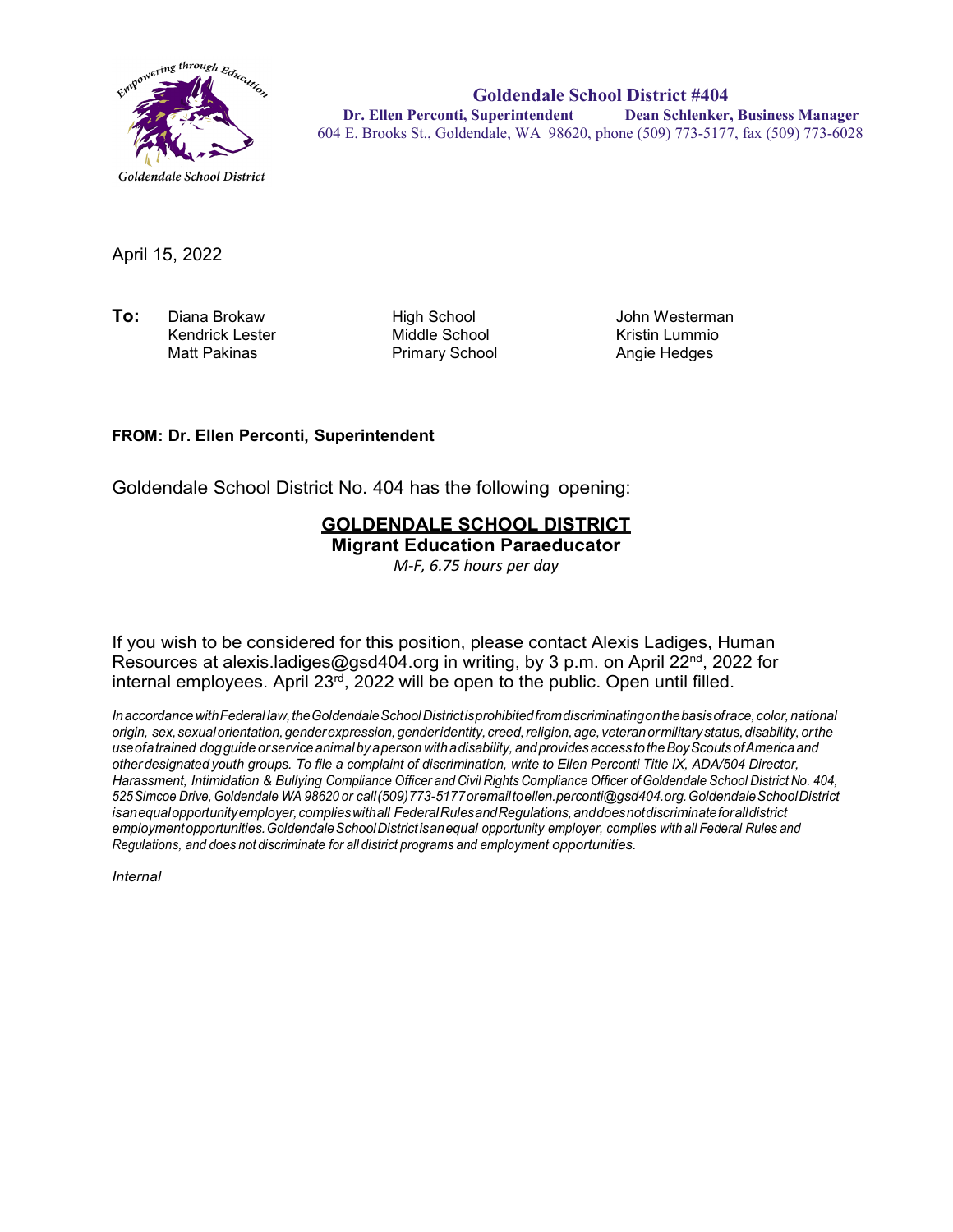Goldendale School District

**Goldendale School District #404**
**Dr. Ellen Perconti, Superintendent** **Dean Schlenker, Business Manager**
604 E. Brooks St., Goldendale, WA 98620, phone (509) 773-5177, fax (509) 773-6028

April 15, 2022

| **To:** | | | |
|---|---|---|---|
| | Diana Brokaw | High School | John Westerman |
| | Kendrick Lester | Middle School | Kristin Lummio |
| | Matt Pakinas | Primary School | Angie Hedges |

**FROM: Dr. Ellen Perconti, Superintendent**

Goldendale School District No. 404 has the following opening:

## GOLDENDALE SCHOOL DISTRICT
### Migrant Education Paraeducator
*M-F, 6.75 hours per day*

If you wish to be considered for this position, please contact Alexis Ladiges, Human Resources at alexis.ladiges@gsd404.org in writing, by 3 p.m. on April 22nd, 2022 for internal employees. April 23rd, 2022 will be open to the public. Open until filled.

*In accordance with Federal law, the Goldendale School District is prohibited from discriminating on the basis of race, color, national origin, sex, sexual orientation, gender expression, gender identity, creed, religion, age, veteran or military status, disability, or the use of a trained dog guide or service animal by a person with a disability, and provides access to the Boy Scouts of America and other designated youth groups. To file a complaint of discrimination, write to Ellen Perconti Title IX, ADA/504 Director, Harassment, Intimidation & Bullying Compliance Officer and Civil Rights Compliance Officer of Goldendale School District No. 404, 525 Simcoe Drive, Goldendale WA 98620 or call (509) 773-5177 or email to ellen.perconti@gsd404.org. Goldendale School District is an equal opportunity employer, complies with all Federal Rules and Regulations, and does not discriminate for all district employment opportunities. Goldendale School District is an equal opportunity employer, complies with all Federal Rules and Regulations, and does not discriminate for all district programs and employment opportunities.*

*Internal*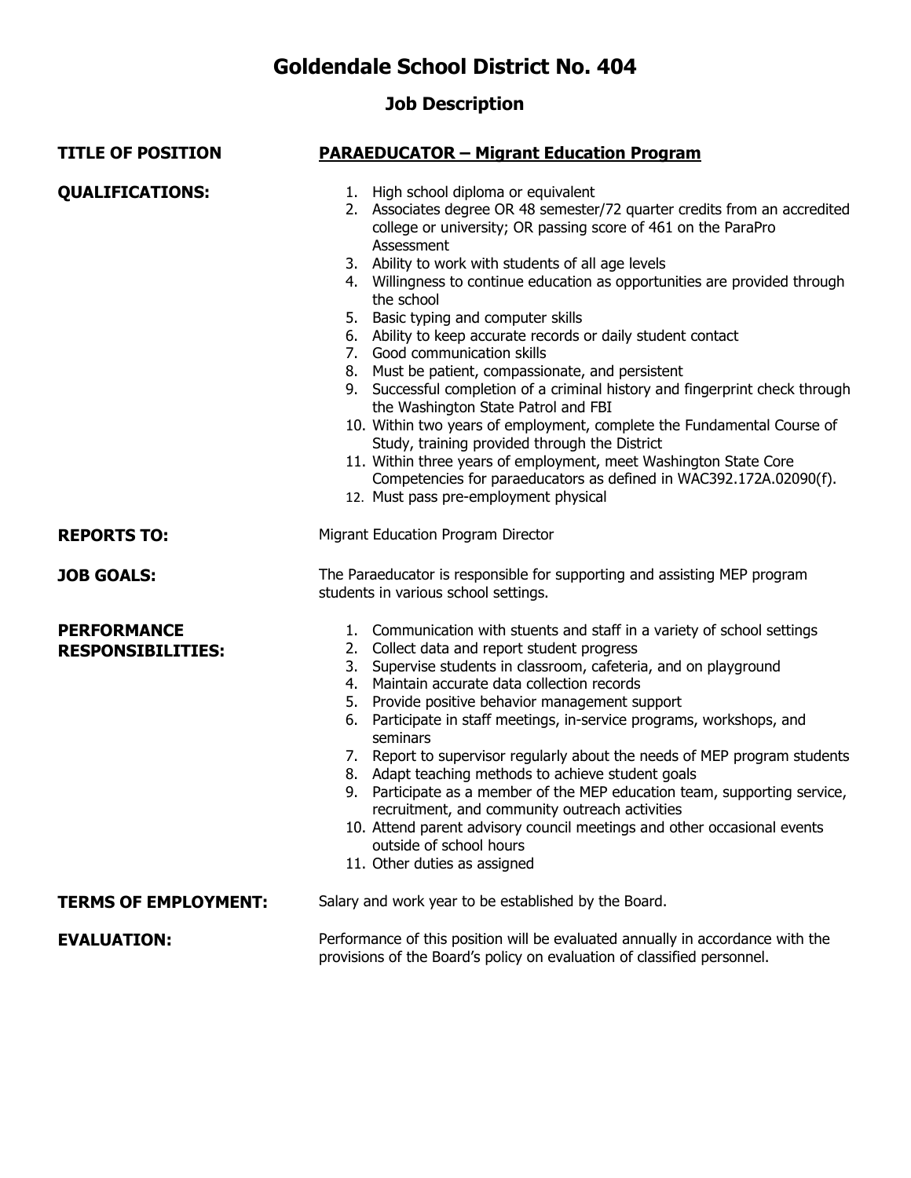# Goldendale School District No. 404

## Job Description

**TITLE OF POSITION** **PARAEDUCATOR – Migrant Education Program**

**QUALIFICATIONS:**

1. High school diploma or equivalent
2. Associates degree OR 48 semester/72 quarter credits from an accredited college or university; OR passing score of 461 on the ParaPro Assessment
3. Ability to work with students of all age levels
4. Willingness to continue education as opportunities are provided through the school
5. Basic typing and computer skills
6. Ability to keep accurate records or daily student contact
7. Good communication skills
8. Must be patient, compassionate, and persistent
9. Successful completion of a criminal history and fingerprint check through the Washington State Patrol and FBI
10. Within two years of employment, complete the Fundamental Course of Study, training provided through the District
11. Within three years of employment, meet Washington State Core Competencies for paraeducators as defined in WAC392.172A.02090(f).
12. Must pass pre-employment physical

**REPORTS TO:** Migrant Education Program Director

**JOB GOALS:** The Paraeducator is responsible for supporting and assisting MEP program students in various school settings.

**PERFORMANCE RESPONSIBILITIES:**

1. Communication with stuents and staff in a variety of school settings
2. Collect data and report student progress
3. Supervise students in classroom, cafeteria, and on playground
4. Maintain accurate data collection records
5. Provide positive behavior management support
6. Participate in staff meetings, in-service programs, workshops, and seminars
7. Report to supervisor regularly about the needs of MEP program students
8. Adapt teaching methods to achieve student goals
9. Participate as a member of the MEP education team, supporting service, recruitment, and community outreach activities
10. Attend parent advisory council meetings and other occasional events outside of school hours
11. Other duties as assigned

**TERMS OF EMPLOYMENT:** Salary and work year to be established by the Board.

**EVALUATION:** Performance of this position will be evaluated annually in accordance with the provisions of the Board's policy on evaluation of classified personnel.